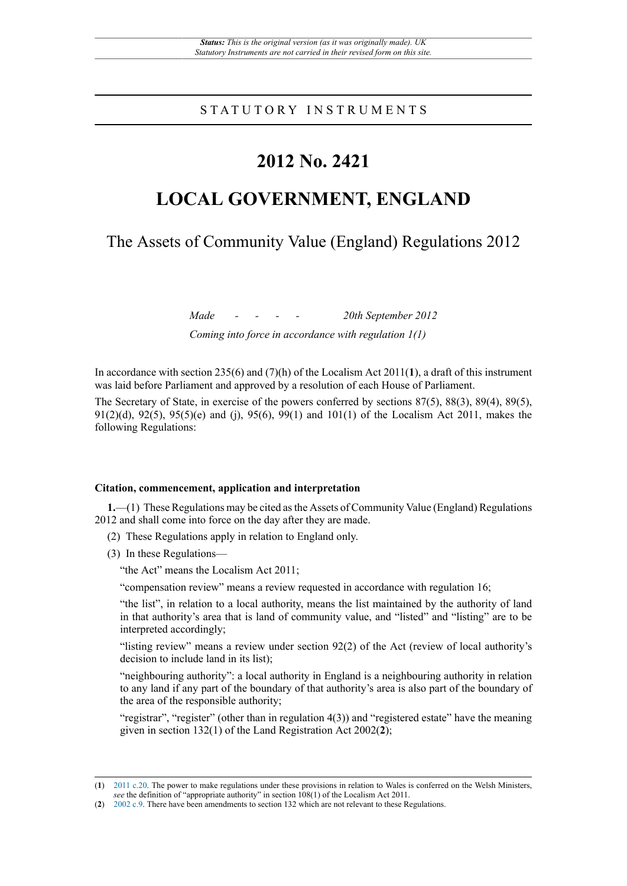*Status: This is the original version (as it was originally made). UK Statutory Instruments are not carried in their revised form on this site.*

STATUTORY INSTRUMENTS

# 2012 No. 2421

# LOCAL GOVERNMENT, ENGLAND

## The Assets of Community Value (England) Regulations 2012

*Made - - - - 20th September 2012*

*Coming into force in accordance with regulation 1(1)*

In accordance with section 235(6) and (7)(h) of the Localism Act 2011(**1**), a draft of this instrument was laid before Parliament and approved by a resolution of each House of Parliament.

The Secretary of State, in exercise of the powers conferred by sections 87(5), 88(3), 89(4), 89(5), 91(2)(d), 92(5), 95(5)(e) and (j), 95(6), 99(1) and 101(1) of the Localism Act 2011, makes the following Regulations:

**Citation, commencement, application and interpretation**

**1.**—(1) These Regulations may be cited as the Assets of Community Value (England) Regulations 2012 and shall come into force on the day after they are made.

(2) These Regulations apply in relation to England only.

(3) In these Regulations—

"the Act" means the Localism Act 2011;

"compensation review" means a review requested in accordance with regulation 16;

"the list", in relation to a local authority, means the list maintained by the authority of land in that authority's area that is land of community value, and "listed" and "listing" are to be interpreted accordingly;

"listing review" means a review under section 92(2) of the Act (review of local authority's decision to include land in its list);

"neighbouring authority": a local authority in England is a neighbouring authority in relation to any land if any part of the boundary of that authority's area is also part of the boundary of the area of the responsible authority;

"registrar", "register" (other than in regulation 4(3)) and "registered estate" have the meaning given in section 132(1) of the Land Registration Act 2002(**2**);

(**1**) 2011 c.20. The power to make regulations under these provisions in relation to Wales is conferred on the Welsh Ministers, *see* the definition of "appropriate authority" in section 108(1) of the Localism Act 2011.

(**2**) 2002 c.9. There have been amendments to section 132 which are not relevant to these Regulations.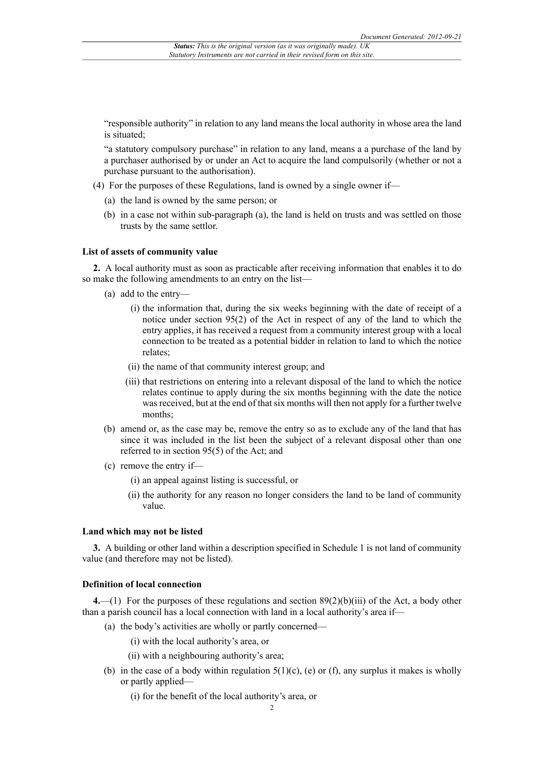"responsible authority" in relation to any land means the local authority in whose area the land is situated;

"a statutory compulsory purchase" in relation to any land, means a a purchase of the land by a purchaser authorised by or under an Act to acquire the land compulsorily (whether or not a purchase pursuant to the authorisation).

(4) For the purposes of these Regulations, land is owned by a single owner if—

(a) the land is owned by the same person; or

(b) in a case not within sub-paragraph (a), the land is held on trusts and was settled on those trusts by the same settlor.

**List of assets of community value**

**2.** A local authority must as soon as practicable after receiving information that enables it to do so make the following amendments to an entry on the list—

(a) add to the entry—

(i) the information that, during the six weeks beginning with the date of receipt of a notice under section 95(2) of the Act in respect of any of the land to which the entry applies, it has received a request from a community interest group with a local connection to be treated as a potential bidder in relation to land to which the notice relates;

(ii) the name of that community interest group; and

(iii) that restrictions on entering into a relevant disposal of the land to which the notice relates continue to apply during the six months beginning with the date the notice was received, but at the end of that six months will then not apply for a further twelve months;

(b) amend or, as the case may be, remove the entry so as to exclude any of the land that has since it was included in the list been the subject of a relevant disposal other than one referred to in section 95(5) of the Act; and

(c) remove the entry if—

(i) an appeal against listing is successful, or

(ii) the authority for any reason no longer considers the land to be land of community value.

**Land which may not be listed**

**3.** A building or other land within a description specified in Schedule 1 is not land of community value (and therefore may not be listed).

**Definition of local connection**

**4.**—(1) For the purposes of these regulations and section 89(2)(b)(iii) of the Act, a body other than a parish council has a local connection with land in a local authority's area if—

(a) the body's activities are wholly or partly concerned—

(i) with the local authority's area, or

(ii) with a neighbouring authority's area;

(b) in the case of a body within regulation 5(1)(c), (e) or (f), any surplus it makes is wholly or partly applied—

(i) for the benefit of the local authority's area, or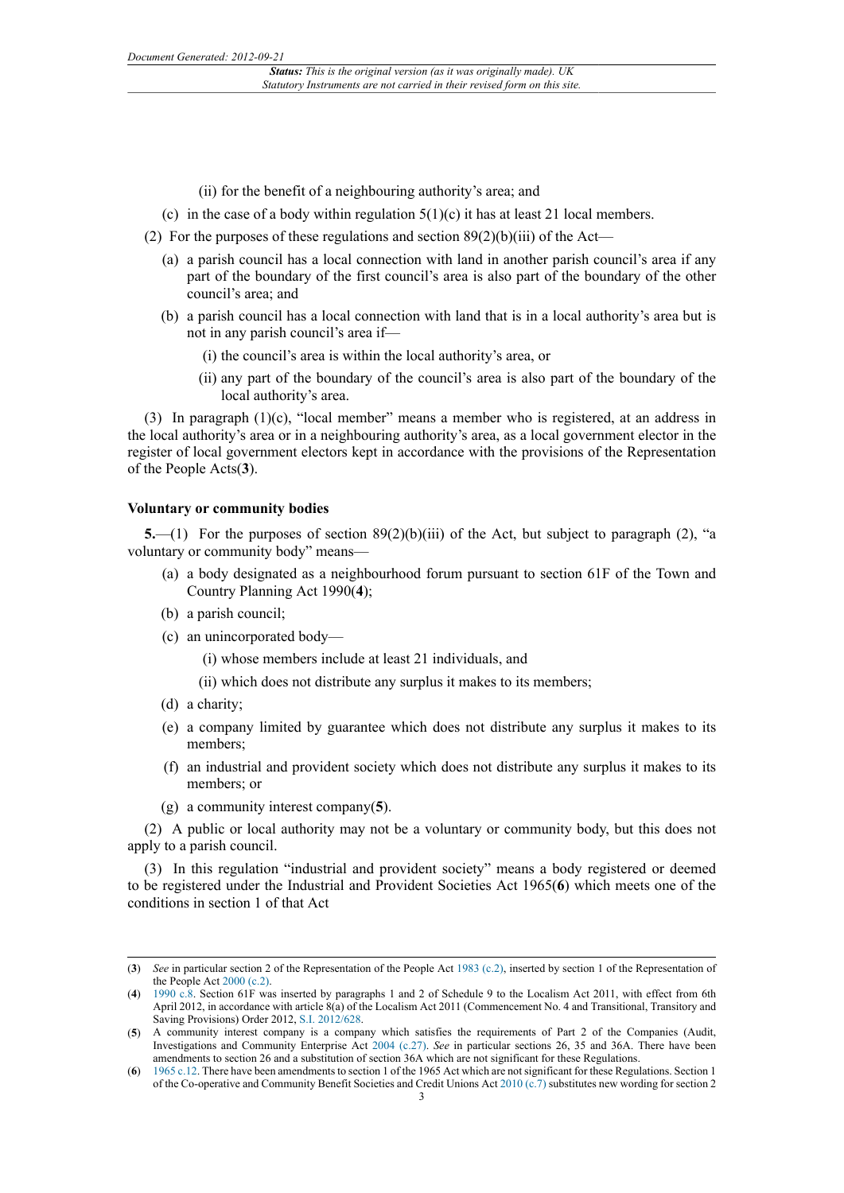(ii) for the benefit of a neighbouring authority's area; and

(c) in the case of a body within regulation 5(1)(c) it has at least 21 local members.

(2) For the purposes of these regulations and section 89(2)(b)(iii) of the Act—

(a) a parish council has a local connection with land in another parish council's area if any part of the boundary of the first council's area is also part of the boundary of the other council's area; and

(b) a parish council has a local connection with land that is in a local authority's area but is not in any parish council's area if—

(i) the council's area is within the local authority's area, or

(ii) any part of the boundary of the council's area is also part of the boundary of the local authority's area.

(3) In paragraph (1)(c), "local member" means a member who is registered, at an address in the local authority's area or in a neighbouring authority's area, as a local government elector in the register of local government electors kept in accordance with the provisions of the Representation of the People Acts(**3**).

**Voluntary or community bodies**

**5.**—(1) For the purposes of section 89(2)(b)(iii) of the Act, but subject to paragraph (2), "a voluntary or community body" means—

(a) a body designated as a neighbourhood forum pursuant to section 61F of the Town and Country Planning Act 1990(**4**);

(b) a parish council;

(c) an unincorporated body—

(i) whose members include at least 21 individuals, and

(ii) which does not distribute any surplus it makes to its members;

(d) a charity;

(e) a company limited by guarantee which does not distribute any surplus it makes to its members;

(f) an industrial and provident society which does not distribute any surplus it makes to its members; or

(g) a community interest company(**5**).

(2) A public or local authority may not be a voluntary or community body, but this does not apply to a parish council.

(3) In this regulation "industrial and provident society" means a body registered or deemed to be registered under the Industrial and Provident Societies Act 1965(**6**) which meets one of the conditions in section 1 of that Act

---

(**3**) *See* in particular section 2 of the Representation of the People Act 1983 (c.2), inserted by section 1 of the Representation of the People Act 2000 (c.2).

(**4**) 1990 c.8. Section 61F was inserted by paragraphs 1 and 2 of Schedule 9 to the Localism Act 2011, with effect from 6th April 2012, in accordance with article 8(a) of the Localism Act 2011 (Commencement No. 4 and Transitional, Transitory and Saving Provisions) Order 2012, S.I. 2012/628.

(**5**) A community interest company is a company which satisfies the requirements of Part 2 of the Companies (Audit, Investigations and Community Enterprise Act 2004 (c.27). *See* in particular sections 26, 35 and 36A. There have been amendments to section 26 and a substitution of section 36A which are not significant for these Regulations.

(**6**) 1965 c.12. There have been amendments to section 1 of the 1965 Act which are not significant for these Regulations. Section 1 of the Co-operative and Community Benefit Societies and Credit Unions Act 2010 (c.7) substitutes new wording for section 2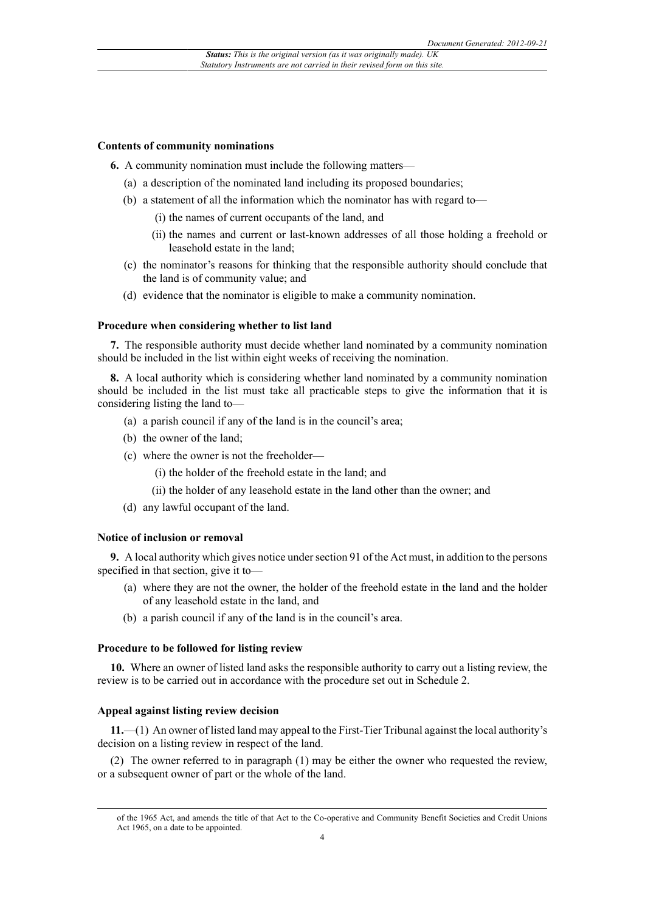### Contents of community nominations

**6.** A community nomination must include the following matters—

(a) a description of the nominated land including its proposed boundaries;

(b) a statement of all the information which the nominator has with regard to—

(i) the names of current occupants of the land, and

(ii) the names and current or last-known addresses of all those holding a freehold or leasehold estate in the land;

(c) the nominator's reasons for thinking that the responsible authority should conclude that the land is of community value; and

(d) evidence that the nominator is eligible to make a community nomination.

### Procedure when considering whether to list land

**7.** The responsible authority must decide whether land nominated by a community nomination should be included in the list within eight weeks of receiving the nomination.

**8.** A local authority which is considering whether land nominated by a community nomination should be included in the list must take all practicable steps to give the information that it is considering listing the land to—

(a) a parish council if any of the land is in the council's area;

(b) the owner of the land;

(c) where the owner is not the freeholder—

(i) the holder of the freehold estate in the land; and

(ii) the holder of any leasehold estate in the land other than the owner; and

(d) any lawful occupant of the land.

### Notice of inclusion or removal

**9.** A local authority which gives notice under section 91 of the Act must, in addition to the persons specified in that section, give it to—

(a) where they are not the owner, the holder of the freehold estate in the land and the holder of any leasehold estate in the land, and

(b) a parish council if any of the land is in the council's area.

### Procedure to be followed for listing review

**10.** Where an owner of listed land asks the responsible authority to carry out a listing review, the review is to be carried out in accordance with the procedure set out in Schedule 2.

### Appeal against listing review decision

**11.**—(1) An owner of listed land may appeal to the First-Tier Tribunal against the local authority's decision on a listing review in respect of the land.

(2) The owner referred to in paragraph (1) may be either the owner who requested the review, or a subsequent owner of part or the whole of the land.

---

of the 1965 Act, and amends the title of that Act to the Co-operative and Community Benefit Societies and Credit Unions Act 1965, on a date to be appointed.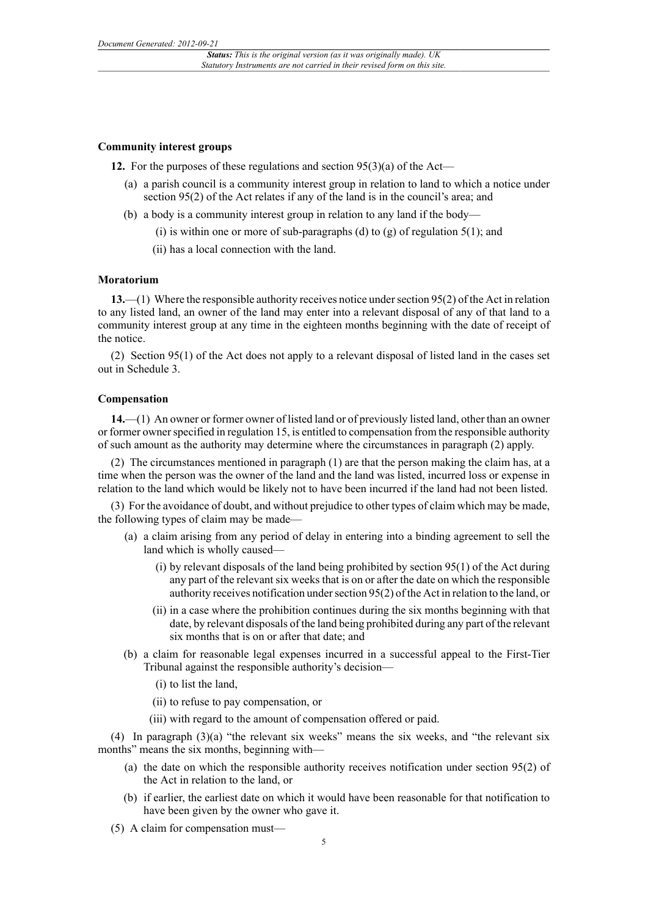**Community interest groups**

**12.** For the purposes of these regulations and section 95(3)(a) of the Act—

(a) a parish council is a community interest group in relation to land to which a notice under section 95(2) of the Act relates if any of the land is in the council's area; and

(b) a body is a community interest group in relation to any land if the body—

(i) is within one or more of sub-paragraphs (d) to (g) of regulation 5(1); and

(ii) has a local connection with the land.

**Moratorium**

**13.**—(1) Where the responsible authority receives notice under section 95(2) of the Act in relation to any listed land, an owner of the land may enter into a relevant disposal of any of that land to a community interest group at any time in the eighteen months beginning with the date of receipt of the notice.

(2) Section 95(1) of the Act does not apply to a relevant disposal of listed land in the cases set out in Schedule 3.

**Compensation**

**14.**—(1) An owner or former owner of listed land or of previously listed land, other than an owner or former owner specified in regulation 15, is entitled to compensation from the responsible authority of such amount as the authority may determine where the circumstances in paragraph (2) apply.

(2) The circumstances mentioned in paragraph (1) are that the person making the claim has, at a time when the person was the owner of the land and the land was listed, incurred loss or expense in relation to the land which would be likely not to have been incurred if the land had not been listed.

(3) For the avoidance of doubt, and without prejudice to other types of claim which may be made, the following types of claim may be made—

(a) a claim arising from any period of delay in entering into a binding agreement to sell the land which is wholly caused—

(i) by relevant disposals of the land being prohibited by section 95(1) of the Act during any part of the relevant six weeks that is on or after the date on which the responsible authority receives notification under section 95(2) of the Act in relation to the land, or

(ii) in a case where the prohibition continues during the six months beginning with that date, by relevant disposals of the land being prohibited during any part of the relevant six months that is on or after that date; and

(b) a claim for reasonable legal expenses incurred in a successful appeal to the First-Tier Tribunal against the responsible authority's decision—

(i) to list the land,

(ii) to refuse to pay compensation, or

(iii) with regard to the amount of compensation offered or paid.

(4) In paragraph (3)(a) "the relevant six weeks" means the six weeks, and "the relevant six months" means the six months, beginning with—

(a) the date on which the responsible authority receives notification under section 95(2) of the Act in relation to the land, or

(b) if earlier, the earliest date on which it would have been reasonable for that notification to have been given by the owner who gave it.

(5) A claim for compensation must—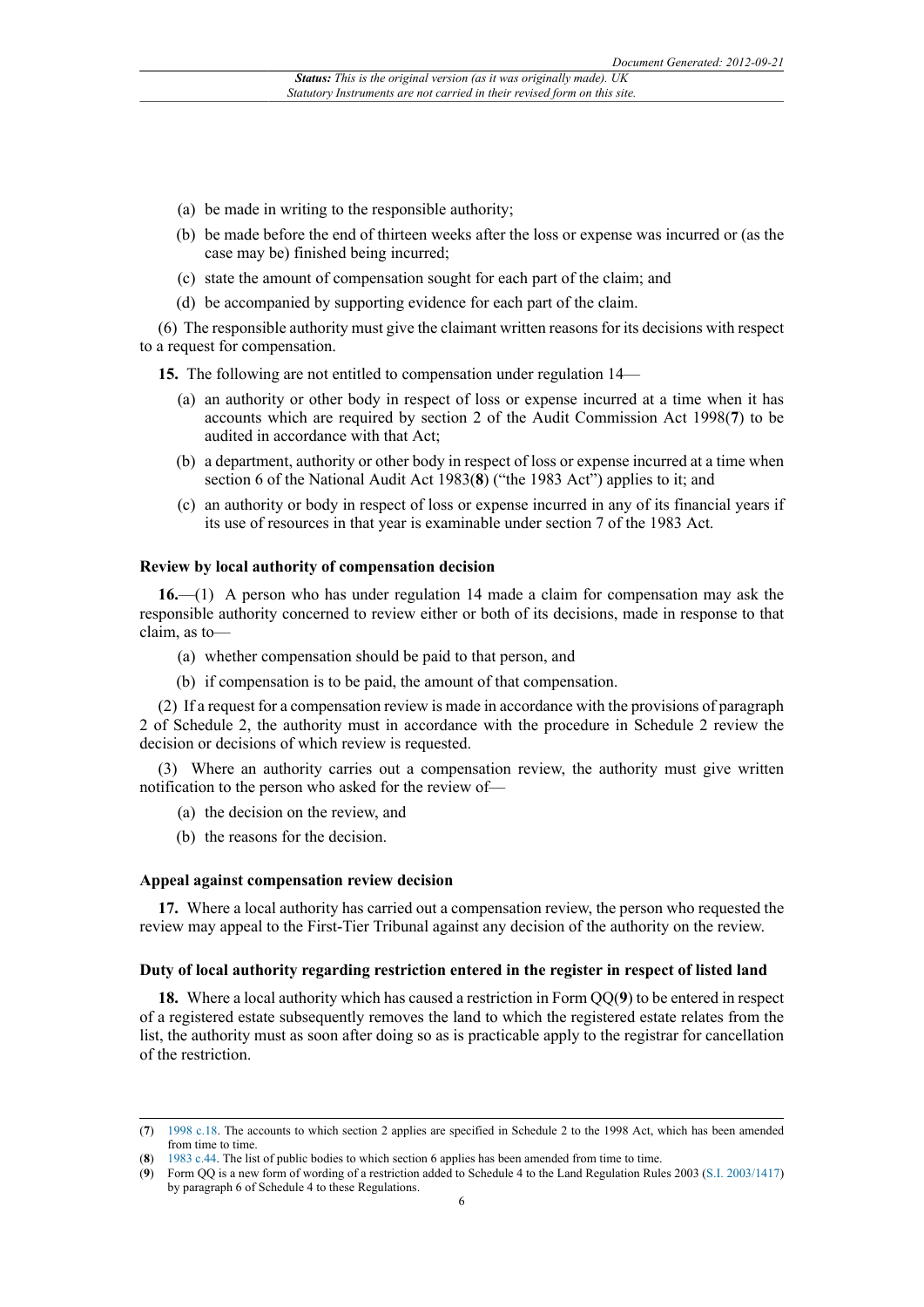(a) be made in writing to the responsible authority;

(b) be made before the end of thirteen weeks after the loss or expense was incurred or (as the case may be) finished being incurred;

(c) state the amount of compensation sought for each part of the claim; and

(d) be accompanied by supporting evidence for each part of the claim.

(6) The responsible authority must give the claimant written reasons for its decisions with respect to a request for compensation.

**15.** The following are not entitled to compensation under regulation 14—

(a) an authority or other body in respect of loss or expense incurred at a time when it has accounts which are required by section 2 of the Audit Commission Act 1998([7]) to be audited in accordance with that Act;

(b) a department, authority or other body in respect of loss or expense incurred at a time when section 6 of the National Audit Act 1983([8]) ("the 1983 Act") applies to it; and

(c) an authority or body in respect of loss or expense incurred in any of its financial years if its use of resources in that year is examinable under section 7 of the 1983 Act.

### Review by local authority of compensation decision

**16.**—(1) A person who has under regulation 14 made a claim for compensation may ask the responsible authority concerned to review either or both of its decisions, made in response to that claim, as to—

(a) whether compensation should be paid to that person, and

(b) if compensation is to be paid, the amount of that compensation.

(2) If a request for a compensation review is made in accordance with the provisions of paragraph 2 of Schedule 2, the authority must in accordance with the procedure in Schedule 2 review the decision or decisions of which review is requested.

(3) Where an authority carries out a compensation review, the authority must give written notification to the person who asked for the review of—

(a) the decision on the review, and

(b) the reasons for the decision.

### Appeal against compensation review decision

**17.** Where a local authority has carried out a compensation review, the person who requested the review may appeal to the First-Tier Tribunal against any decision of the authority on the review.

### Duty of local authority regarding restriction entered in the register in respect of listed land

**18.** Where a local authority which has caused a restriction in Form QQ([9]) to be entered in respect of a registered estate subsequently removes the land to which the registered estate relates from the list, the authority must as soon after doing so as is practicable apply to the registrar for cancellation of the restriction.

---

(7) 1998 c.18. The accounts to which section 2 applies are specified in Schedule 2 to the 1998 Act, which has been amended from time to time.

(8) 1983 c.44. The list of public bodies to which section 6 applies has been amended from time to time.

(9) Form QQ is a new form of wording of a restriction added to Schedule 4 to the Land Regulation Rules 2003 (S.I. 2003/1417) by paragraph 6 of Schedule 4 to these Regulations.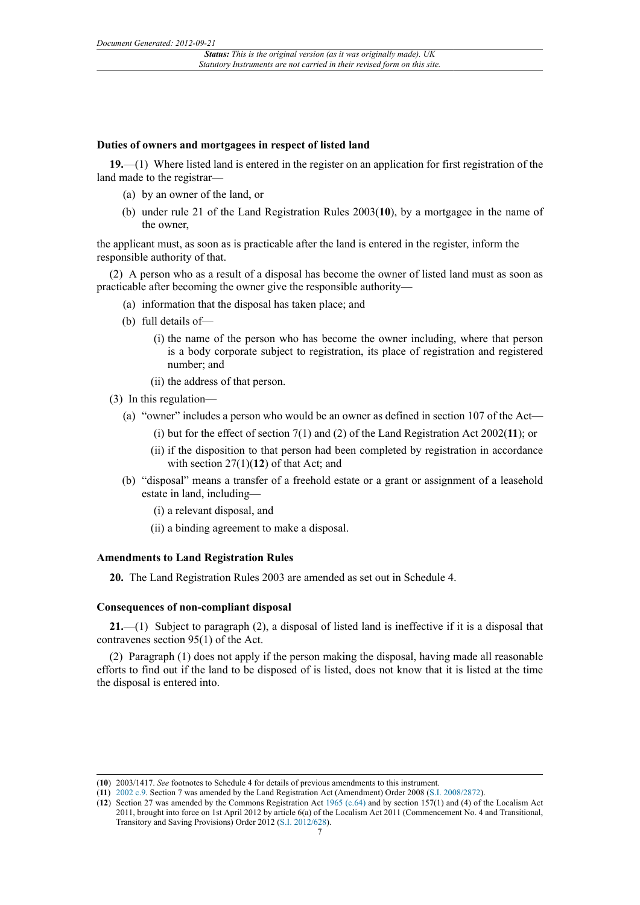### Duties of owners and mortgagees in respect of listed land

**19.**—(1) Where listed land is entered in the register on an application for first registration of the land made to the registrar—

(a) by an owner of the land, or

(b) under rule 21 of the Land Registration Rules 2003([10]), by a mortgagee in the name of the owner,

the applicant must, as soon as is practicable after the land is entered in the register, inform the responsible authority of that.

(2) A person who as a result of a disposal has become the owner of listed land must as soon as practicable after becoming the owner give the responsible authority—

(a) information that the disposal has taken place; and

(b) full details of—

(i) the name of the person who has become the owner including, where that person is a body corporate subject to registration, its place of registration and registered number; and

(ii) the address of that person.

(3) In this regulation—

(a) "owner" includes a person who would be an owner as defined in section 107 of the Act—

(i) but for the effect of section 7(1) and (2) of the Land Registration Act 2002([11]); or

(ii) if the disposition to that person had been completed by registration in accordance with section 27(1)([12]) of that Act; and

(b) "disposal" means a transfer of a freehold estate or a grant or assignment of a leasehold estate in land, including—

(i) a relevant disposal, and

(ii) a binding agreement to make a disposal.

### Amendments to Land Registration Rules

**20.** The Land Registration Rules 2003 are amended as set out in Schedule 4.

### Consequences of non-compliant disposal

**21.**—(1) Subject to paragraph (2), a disposal of listed land is ineffective if it is a disposal that contravenes section 95(1) of the Act.

(2) Paragraph (1) does not apply if the person making the disposal, having made all reasonable efforts to find out if the land to be disposed of is listed, does not know that it is listed at the time the disposal is entered into.

---

(**10**) 2003/1417. *See* footnotes to Schedule 4 for details of previous amendments to this instrument.

(**11**) 2002 c.9. Section 7 was amended by the Land Registration Act (Amendment) Order 2008 (S.I. 2008/2872).

(**12**) Section 27 was amended by the Commons Registration Act 1965 (c.64) and by section 157(1) and (4) of the Localism Act 2011, brought into force on 1st April 2012 by article 6(a) of the Localism Act 2011 (Commencement No. 4 and Transitional, Transitory and Saving Provisions) Order 2012 (S.I. 2012/628).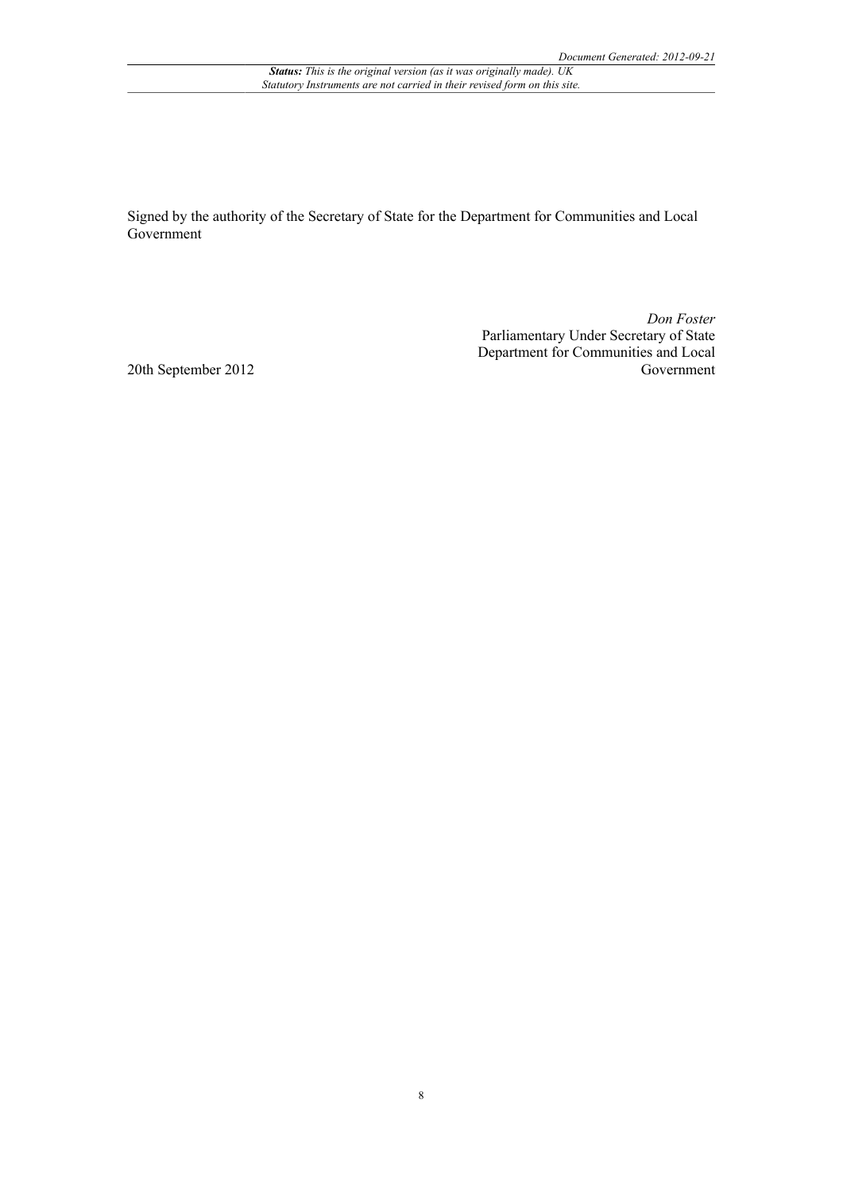Signed by the authority of the Secretary of State for the Department for Communities and Local Government

*Don Foster*
Parliamentary Under Secretary of State
Department for Communities and Local Government

20th September 2012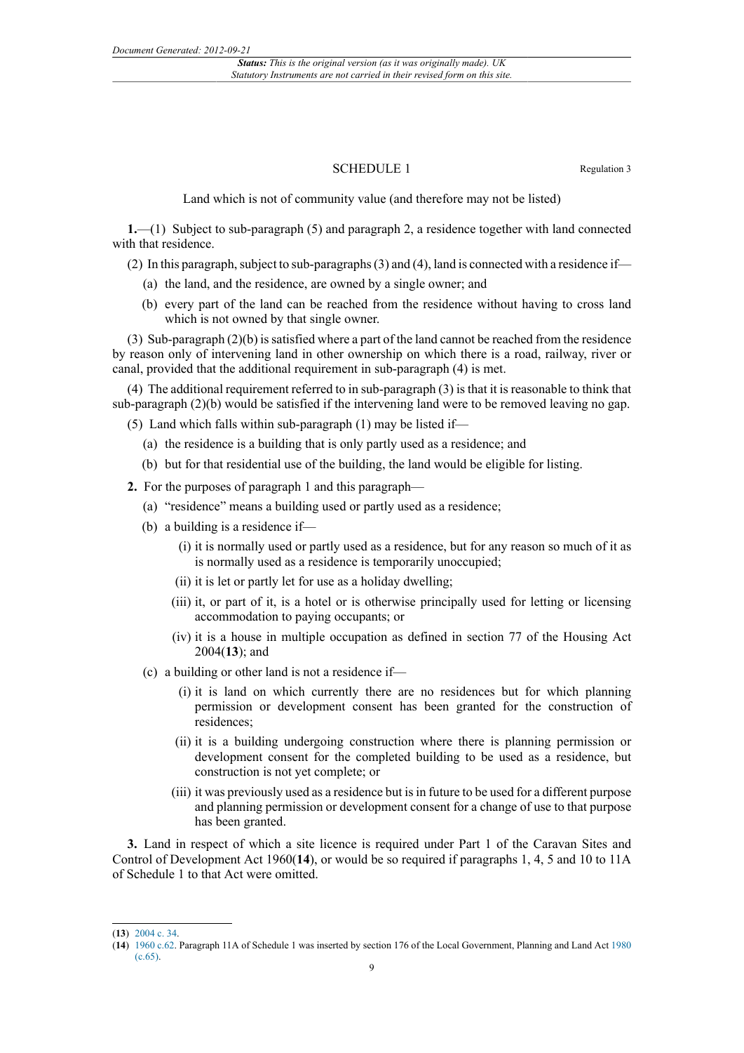## SCHEDULE 1

Regulation 3

Land which is not of community value (and therefore may not be listed)

**1.**—(1) Subject to sub-paragraph (5) and paragraph 2, a residence together with land connected with that residence.

(2) In this paragraph, subject to sub-paragraphs (3) and (4), land is connected with a residence if—

(a) the land, and the residence, are owned by a single owner; and

(b) every part of the land can be reached from the residence without having to cross land which is not owned by that single owner.

(3) Sub-paragraph (2)(b) is satisfied where a part of the land cannot be reached from the residence by reason only of intervening land in other ownership on which there is a road, railway, river or canal, provided that the additional requirement in sub-paragraph (4) is met.

(4) The additional requirement referred to in sub-paragraph (3) is that it is reasonable to think that sub-paragraph (2)(b) would be satisfied if the intervening land were to be removed leaving no gap.

(5) Land which falls within sub-paragraph (1) may be listed if—

(a) the residence is a building that is only partly used as a residence; and

(b) but for that residential use of the building, the land would be eligible for listing.

**2.** For the purposes of paragraph 1 and this paragraph—

(a) "residence" means a building used or partly used as a residence;

(b) a building is a residence if—

(i) it is normally used or partly used as a residence, but for any reason so much of it as is normally used as a residence is temporarily unoccupied;

(ii) it is let or partly let for use as a holiday dwelling;

(iii) it, or part of it, is a hotel or is otherwise principally used for letting or licensing accommodation to paying occupants; or

(iv) it is a house in multiple occupation as defined in section 77 of the Housing Act 2004([13]); and

(c) a building or other land is not a residence if—

(i) it is land on which currently there are no residences but for which planning permission or development consent has been granted for the construction of residences;

(ii) it is a building undergoing construction where there is planning permission or development consent for the completed building to be used as a residence, but construction is not yet complete; or

(iii) it was previously used as a residence but is in future to be used for a different purpose and planning permission or development consent for a change of use to that purpose has been granted.

**3.** Land in respect of which a site licence is required under Part 1 of the Caravan Sites and Control of Development Act 1960([14]), or would be so required if paragraphs 1, 4, 5 and 10 to 11A of Schedule 1 to that Act were omitted.

---

([13]) 2004 c. 34.

([14]) 1960 c.62. Paragraph 11A of Schedule 1 was inserted by section 176 of the Local Government, Planning and Land Act 1980 (c.65).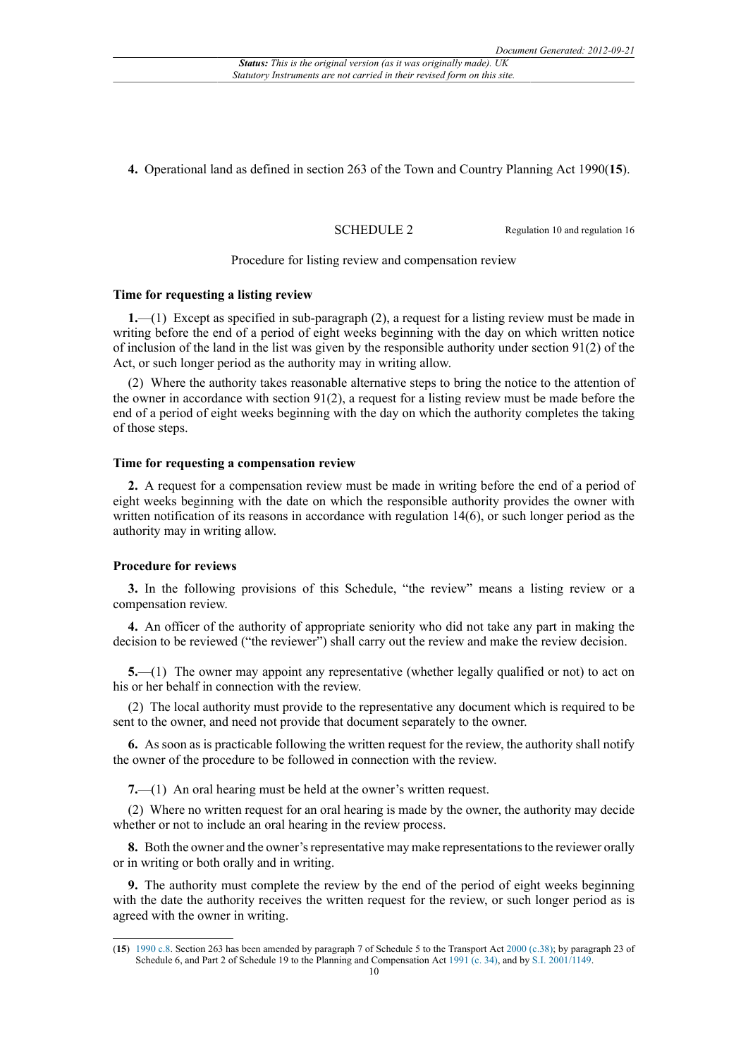**4.** Operational land as defined in section 263 of the Town and Country Planning Act 1990(**15**).

## SCHEDULE 2

Regulation 10 and regulation 16

Procedure for listing review and compensation review

### Time for requesting a listing review

**1.**—(1) Except as specified in sub-paragraph (2), a request for a listing review must be made in writing before the end of a period of eight weeks beginning with the day on which written notice of inclusion of the land in the list was given by the responsible authority under section 91(2) of the Act, or such longer period as the authority may in writing allow.

(2) Where the authority takes reasonable alternative steps to bring the notice to the attention of the owner in accordance with section 91(2), a request for a listing review must be made before the end of a period of eight weeks beginning with the day on which the authority completes the taking of those steps.

### Time for requesting a compensation review

**2.** A request for a compensation review must be made in writing before the end of a period of eight weeks beginning with the date on which the responsible authority provides the owner with written notification of its reasons in accordance with regulation 14(6), or such longer period as the authority may in writing allow.

### Procedure for reviews

**3.** In the following provisions of this Schedule, "the review" means a listing review or a compensation review.

**4.** An officer of the authority of appropriate seniority who did not take any part in making the decision to be reviewed ("the reviewer") shall carry out the review and make the review decision.

**5.**—(1) The owner may appoint any representative (whether legally qualified or not) to act on his or her behalf in connection with the review.

(2) The local authority must provide to the representative any document which is required to be sent to the owner, and need not provide that document separately to the owner.

**6.** As soon as is practicable following the written request for the review, the authority shall notify the owner of the procedure to be followed in connection with the review.

**7.**—(1) An oral hearing must be held at the owner's written request.

(2) Where no written request for an oral hearing is made by the owner, the authority may decide whether or not to include an oral hearing in the review process.

**8.** Both the owner and the owner's representative may make representations to the reviewer orally or in writing or both orally and in writing.

**9.** The authority must complete the review by the end of the period of eight weeks beginning with the date the authority receives the written request for the review, or such longer period as is agreed with the owner in writing.

---

(**15**) 1990 c.8. Section 263 has been amended by paragraph 7 of Schedule 5 to the Transport Act 2000 (c.38); by paragraph 23 of Schedule 6, and Part 2 of Schedule 19 to the Planning and Compensation Act 1991 (c. 34), and by S.I. 2001/1149.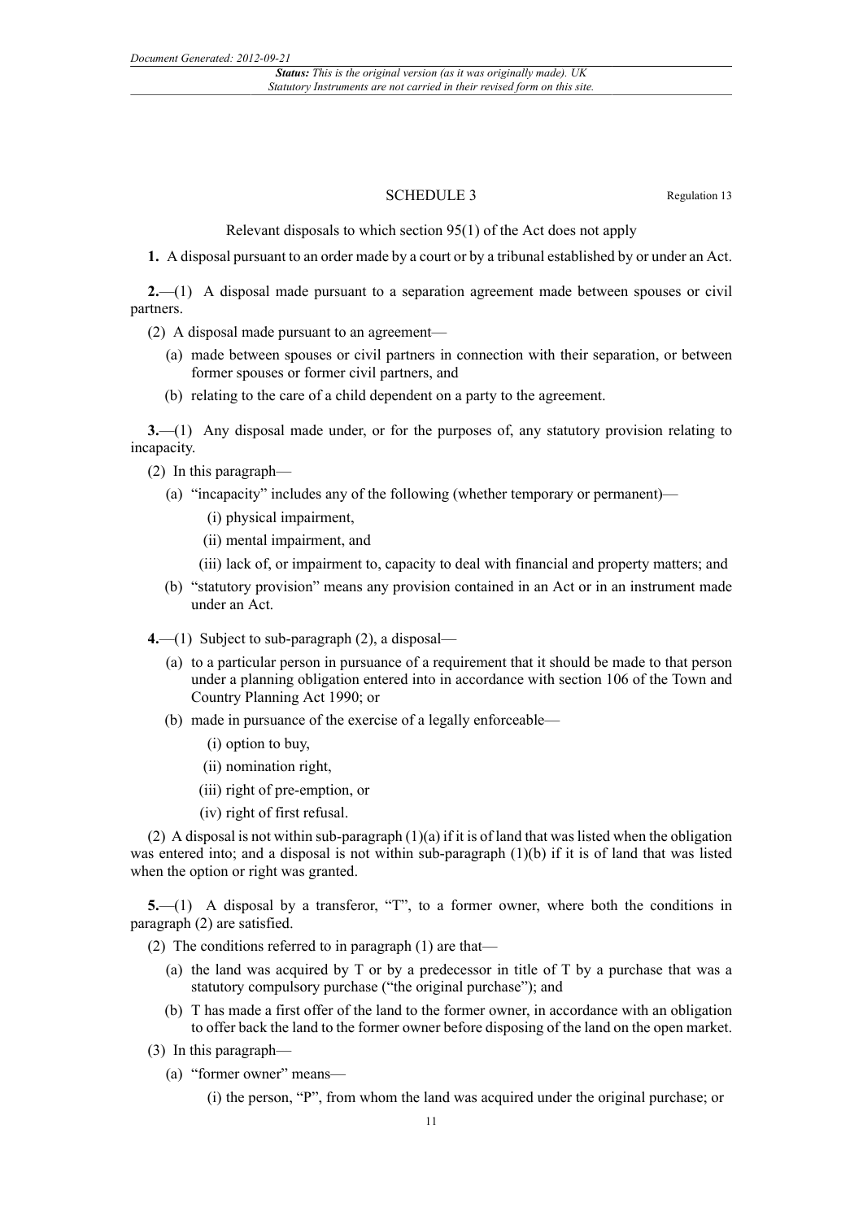## SCHEDULE 3

Regulation 13

Relevant disposals to which section 95(1) of the Act does not apply

**1.** A disposal pursuant to an order made by a court or by a tribunal established by or under an Act.

**2.**—(1) A disposal made pursuant to a separation agreement made between spouses or civil partners.

(2) A disposal made pursuant to an agreement—

- (a) made between spouses or civil partners in connection with their separation, or between former spouses or former civil partners, and
- (b) relating to the care of a child dependent on a party to the agreement.

**3.**—(1) Any disposal made under, or for the purposes of, any statutory provision relating to incapacity.

(2) In this paragraph—

- (a) "incapacity" includes any of the following (whether temporary or permanent)—
  - (i) physical impairment,
  - (ii) mental impairment, and
  - (iii) lack of, or impairment to, capacity to deal with financial and property matters; and
- (b) "statutory provision" means any provision contained in an Act or in an instrument made under an Act.

**4.**—(1) Subject to sub-paragraph (2), a disposal—

- (a) to a particular person in pursuance of a requirement that it should be made to that person under a planning obligation entered into in accordance with section 106 of the Town and Country Planning Act 1990; or
- (b) made in pursuance of the exercise of a legally enforceable—
  - (i) option to buy,
  - (ii) nomination right,
  - (iii) right of pre-emption, or
  - (iv) right of first refusal.

(2) A disposal is not within sub-paragraph (1)(a) if it is of land that was listed when the obligation was entered into; and a disposal is not within sub-paragraph (1)(b) if it is of land that was listed when the option or right was granted.

**5.**—(1) A disposal by a transferor, "T", to a former owner, where both the conditions in paragraph (2) are satisfied.

(2) The conditions referred to in paragraph (1) are that—

- (a) the land was acquired by T or by a predecessor in title of T by a purchase that was a statutory compulsory purchase ("the original purchase"); and
- (b) T has made a first offer of the land to the former owner, in accordance with an obligation to offer back the land to the former owner before disposing of the land on the open market.

(3) In this paragraph—

- (a) "former owner" means—
  - (i) the person, "P", from whom the land was acquired under the original purchase; or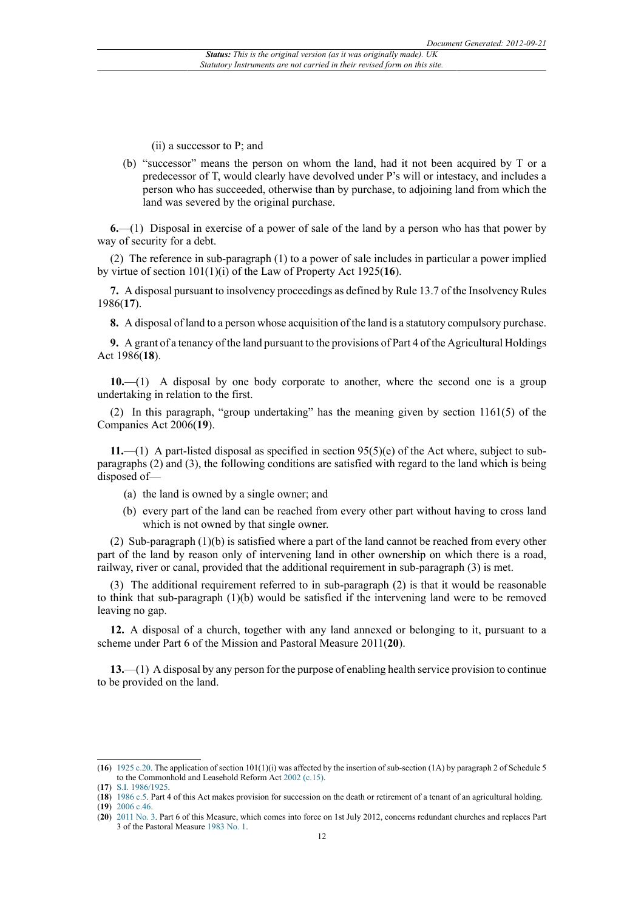(ii) a successor to P; and

(b) "successor" means the person on whom the land, had it not been acquired by T or a predecessor of T, would clearly have devolved under P's will or intestacy, and includes a person who has succeeded, otherwise than by purchase, to adjoining land from which the land was severed by the original purchase.

**6.**—(1) Disposal in exercise of a power of sale of the land by a person who has that power by way of security for a debt.

(2) The reference in sub-paragraph (1) to a power of sale includes in particular a power implied by virtue of section 101(1)(i) of the Law of Property Act 1925(**16**).

**7.** A disposal pursuant to insolvency proceedings as defined by Rule 13.7 of the Insolvency Rules 1986(**17**).

**8.** A disposal of land to a person whose acquisition of the land is a statutory compulsory purchase.

**9.** A grant of a tenancy of the land pursuant to the provisions of Part 4 of the Agricultural Holdings Act 1986(**18**).

**10.**—(1) A disposal by one body corporate to another, where the second one is a group undertaking in relation to the first.

(2) In this paragraph, "group undertaking" has the meaning given by section 1161(5) of the Companies Act 2006(**19**).

**11.**—(1) A part-listed disposal as specified in section 95(5)(e) of the Act where, subject to sub-paragraphs (2) and (3), the following conditions are satisfied with regard to the land which is being disposed of—

(a) the land is owned by a single owner; and

(b) every part of the land can be reached from every other part without having to cross land which is not owned by that single owner.

(2) Sub-paragraph (1)(b) is satisfied where a part of the land cannot be reached from every other part of the land by reason only of intervening land in other ownership on which there is a road, railway, river or canal, provided that the additional requirement in sub-paragraph (3) is met.

(3) The additional requirement referred to in sub-paragraph (2) is that it would be reasonable to think that sub-paragraph (1)(b) would be satisfied if the intervening land were to be removed leaving no gap.

**12.** A disposal of a church, together with any land annexed or belonging to it, pursuant to a scheme under Part 6 of the Mission and Pastoral Measure 2011(**20**).

**13.**—(1) A disposal by any person for the purpose of enabling health service provision to continue to be provided on the land.

---

(**16**) 1925 c.20. The application of section 101(1)(i) was affected by the insertion of sub-section (1A) by paragraph 2 of Schedule 5 to the Commonhold and Leasehold Reform Act 2002 (c.15).

(**17**) S.I. 1986/1925.

(**18**) 1986 c.5. Part 4 of this Act makes provision for succession on the death or retirement of a tenant of an agricultural holding.

(**19**) 2006 c.46.

(**20**) 2011 No. 3. Part 6 of this Measure, which comes into force on 1st July 2012, concerns redundant churches and replaces Part 3 of the Pastoral Measure 1983 No. 1.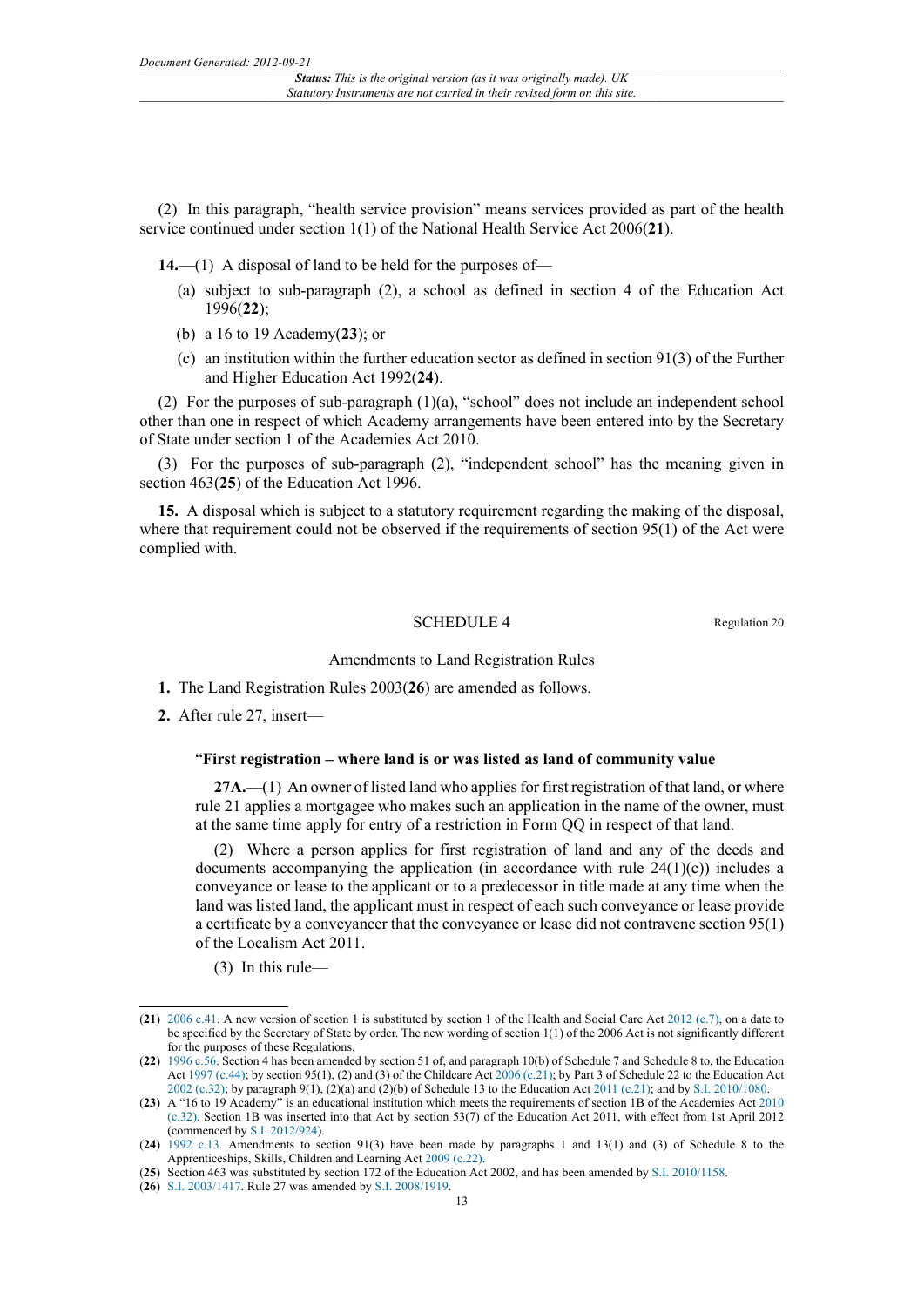(2) In this paragraph, "health service provision" means services provided as part of the health service continued under section 1(1) of the National Health Service Act 2006([21]).

**14.**—(1) A disposal of land to be held for the purposes of—

- (a) subject to sub-paragraph (2), a school as defined in section 4 of the Education Act 1996([22]);
- (b) a 16 to 19 Academy([23]); or
- (c) an institution within the further education sector as defined in section 91(3) of the Further and Higher Education Act 1992([24]).

(2) For the purposes of sub-paragraph (1)(a), "school" does not include an independent school other than one in respect of which Academy arrangements have been entered into by the Secretary of State under section 1 of the Academies Act 2010.

(3) For the purposes of sub-paragraph (2), "independent school" has the meaning given in section 463([25]) of the Education Act 1996.

**15.** A disposal which is subject to a statutory requirement regarding the making of the disposal, where that requirement could not be observed if the requirements of section 95(1) of the Act were complied with.

## SCHEDULE 4

Regulation 20

Amendments to Land Registration Rules

**1.** The Land Registration Rules 2003([26]) are amended as follows.

**2.** After rule 27, insert—

> "**First registration – where land is or was listed as land of community value**
>
> **27A.**—(1) An owner of listed land who applies for first registration of that land, or where rule 21 applies a mortgagee who makes such an application in the name of the owner, must at the same time apply for entry of a restriction in Form QQ in respect of that land.
>
> (2) Where a person applies for first registration of land and any of the deeds and documents accompanying the application (in accordance with rule 24(1)(c)) includes a conveyance or lease to the applicant or to a predecessor in title made at any time when the land was listed land, the applicant must in respect of each such conveyance or lease provide a certificate by a conveyancer that the conveyance or lease did not contravene section 95(1) of the Localism Act 2011.
>
> (3) In this rule—

---

([21]) 2006 c.41. A new version of section 1 is substituted by section 1 of the Health and Social Care Act 2012 (c.7), on a date to be specified by the Secretary of State by order. The new wording of section 1(1) of the 2006 Act is not significantly different for the purposes of these Regulations.

([22]) 1996 c.56. Section 4 has been amended by section 51 of, and paragraph 10(b) of Schedule 7 and Schedule 8 to, the Education Act 1997 (c.44); by section 95(1), (2) and (3) of the Childcare Act 2006 (c.21); by Part 3 of Schedule 22 to the Education Act 2002 (c.32); by paragraph 9(1), (2)(a) and (2)(b) of Schedule 13 to the Education Act 2011 (c.21); and by S.I. 2010/1080.

([23]) A "16 to 19 Academy" is an educational institution which meets the requirements of section 1B of the Academies Act 2010 (c.32). Section 1B was inserted into that Act by section 53(7) of the Education Act 2011, with effect from 1st April 2012 (commenced by S.I. 2012/924).

([24]) 1992 c.13. Amendments to section 91(3) have been made by paragraphs 1 and 13(1) and (3) of Schedule 8 to the Apprenticeships, Skills, Children and Learning Act 2009 (c.22).

([25]) Section 463 was substituted by section 172 of the Education Act 2002, and has been amended by S.I. 2010/1158.

([26]) S.I. 2003/1417. Rule 27 was amended by S.I. 2008/1919.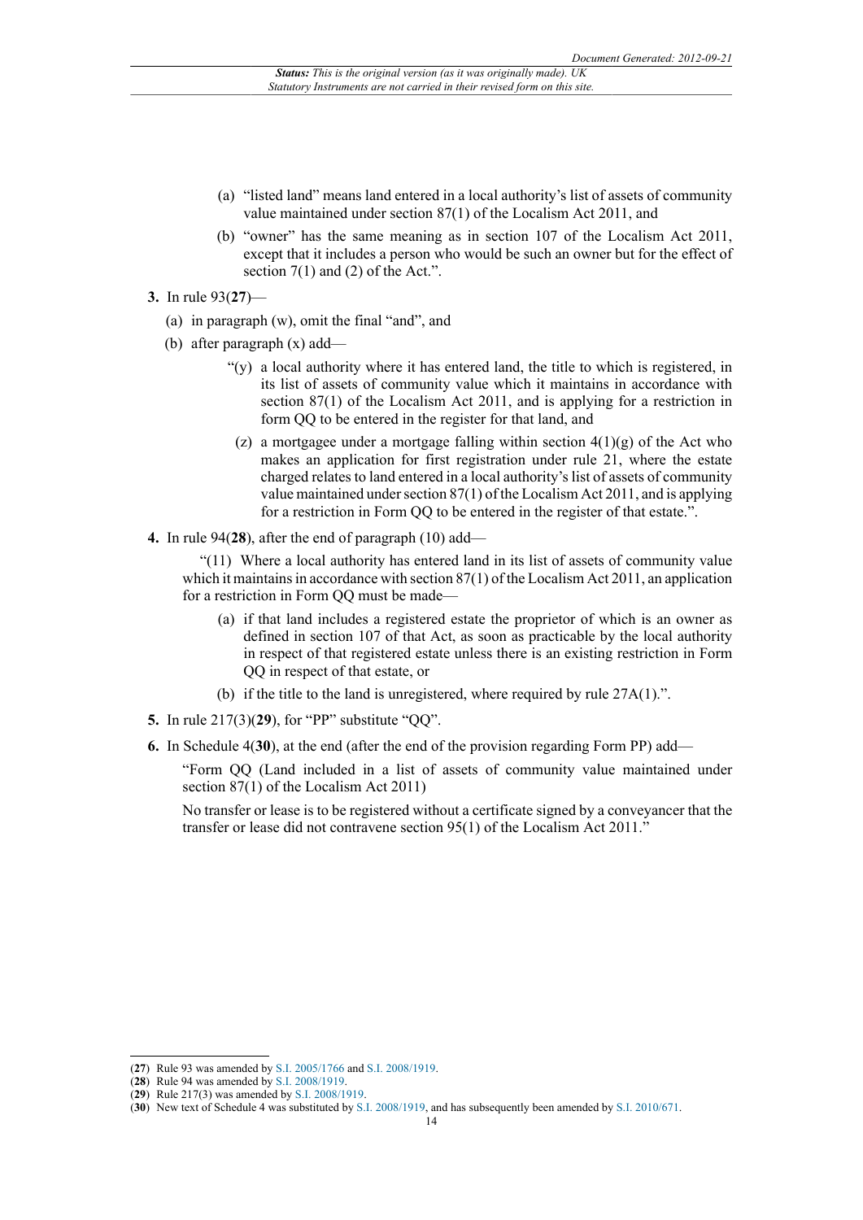(a) "listed land" means land entered in a local authority's list of assets of community value maintained under section 87(1) of the Localism Act 2011, and

(b) "owner" has the same meaning as in section 107 of the Localism Act 2011, except that it includes a person who would be such an owner but for the effect of section 7(1) and (2) of the Act.".

**3.** In rule 93(**27**)—

(a) in paragraph (w), omit the final "and", and

(b) after paragraph (x) add—

"(y) a local authority where it has entered land, the title to which is registered, in its list of assets of community value which it maintains in accordance with section 87(1) of the Localism Act 2011, and is applying for a restriction in form QQ to be entered in the register for that land, and

(z) a mortgagee under a mortgage falling within section 4(1)(g) of the Act who makes an application for first registration under rule 21, where the estate charged relates to land entered in a local authority's list of assets of community value maintained under section 87(1) of the Localism Act 2011, and is applying for a restriction in Form QQ to be entered in the register of that estate.".

**4.** In rule 94(**28**), after the end of paragraph (10) add—

"(11) Where a local authority has entered land in its list of assets of community value which it maintains in accordance with section 87(1) of the Localism Act 2011, an application for a restriction in Form QQ must be made—

(a) if that land includes a registered estate the proprietor of which is an owner as defined in section 107 of that Act, as soon as practicable by the local authority in respect of that registered estate unless there is an existing restriction in Form QQ in respect of that estate, or

(b) if the title to the land is unregistered, where required by rule 27A(1).".

**5.** In rule 217(3)(**29**), for "PP" substitute "QQ".

**6.** In Schedule 4(**30**), at the end (after the end of the provision regarding Form PP) add—

"Form QQ (Land included in a list of assets of community value maintained under section 87(1) of the Localism Act 2011)

No transfer or lease is to be registered without a certificate signed by a conveyancer that the transfer or lease did not contravene section 95(1) of the Localism Act 2011."

---

(**27**) Rule 93 was amended by S.I. 2005/1766 and S.I. 2008/1919.

(**28**) Rule 94 was amended by S.I. 2008/1919.

(**29**) Rule 217(3) was amended by S.I. 2008/1919.

(**30**) New text of Schedule 4 was substituted by S.I. 2008/1919, and has subsequently been amended by S.I. 2010/671.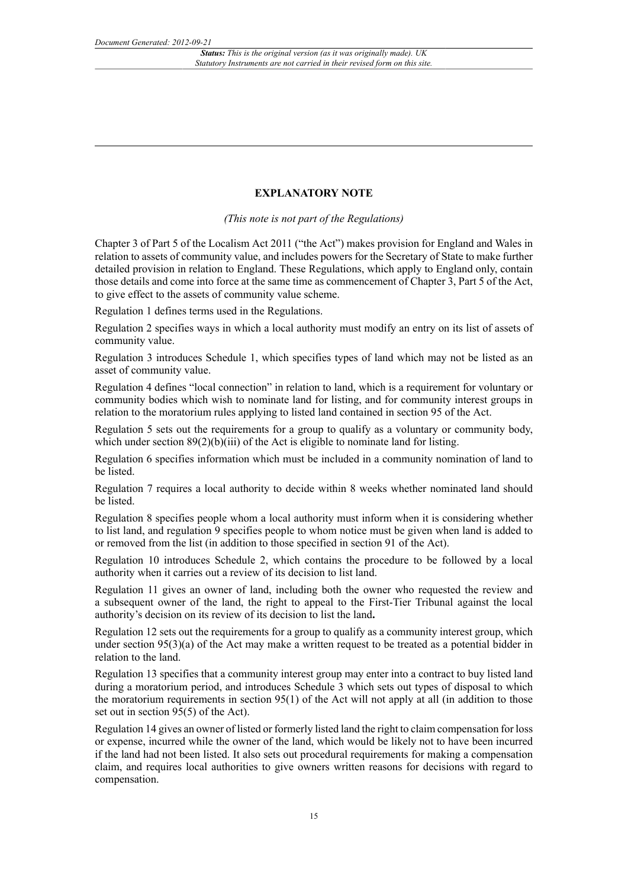## EXPLANATORY NOTE

*(This note is not part of the Regulations)*

Chapter 3 of Part 5 of the Localism Act 2011 ("the Act") makes provision for England and Wales in relation to assets of community value, and includes powers for the Secretary of State to make further detailed provision in relation to England. These Regulations, which apply to England only, contain those details and come into force at the same time as commencement of Chapter 3, Part 5 of the Act, to give effect to the assets of community value scheme.

Regulation 1 defines terms used in the Regulations.

Regulation 2 specifies ways in which a local authority must modify an entry on its list of assets of community value.

Regulation 3 introduces Schedule 1, which specifies types of land which may not be listed as an asset of community value.

Regulation 4 defines "local connection" in relation to land, which is a requirement for voluntary or community bodies which wish to nominate land for listing, and for community interest groups in relation to the moratorium rules applying to listed land contained in section 95 of the Act.

Regulation 5 sets out the requirements for a group to qualify as a voluntary or community body, which under section 89(2)(b)(iii) of the Act is eligible to nominate land for listing.

Regulation 6 specifies information which must be included in a community nomination of land to be listed.

Regulation 7 requires a local authority to decide within 8 weeks whether nominated land should be listed.

Regulation 8 specifies people whom a local authority must inform when it is considering whether to list land, and regulation 9 specifies people to whom notice must be given when land is added to or removed from the list (in addition to those specified in section 91 of the Act).

Regulation 10 introduces Schedule 2, which contains the procedure to be followed by a local authority when it carries out a review of its decision to list land.

Regulation 11 gives an owner of land, including both the owner who requested the review and a subsequent owner of the land, the right to appeal to the First-Tier Tribunal against the local authority's decision on its review of its decision to list the land**.**

Regulation 12 sets out the requirements for a group to qualify as a community interest group, which under section 95(3)(a) of the Act may make a written request to be treated as a potential bidder in relation to the land.

Regulation 13 specifies that a community interest group may enter into a contract to buy listed land during a moratorium period, and introduces Schedule 3 which sets out types of disposal to which the moratorium requirements in section 95(1) of the Act will not apply at all (in addition to those set out in section 95(5) of the Act).

Regulation 14 gives an owner of listed or formerly listed land the right to claim compensation for loss or expense, incurred while the owner of the land, which would be likely not to have been incurred if the land had not been listed. It also sets out procedural requirements for making a compensation claim, and requires local authorities to give owners written reasons for decisions with regard to compensation.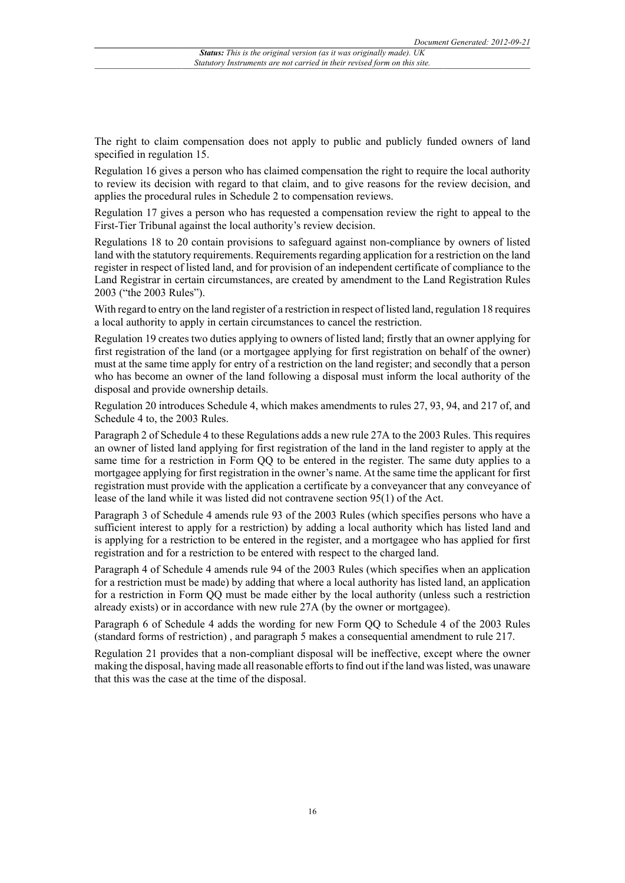The right to claim compensation does not apply to public and publicly funded owners of land specified in regulation 15.

Regulation 16 gives a person who has claimed compensation the right to require the local authority to review its decision with regard to that claim, and to give reasons for the review decision, and applies the procedural rules in Schedule 2 to compensation reviews.

Regulation 17 gives a person who has requested a compensation review the right to appeal to the First-Tier Tribunal against the local authority's review decision.

Regulations 18 to 20 contain provisions to safeguard against non-compliance by owners of listed land with the statutory requirements. Requirements regarding application for a restriction on the land register in respect of listed land, and for provision of an independent certificate of compliance to the Land Registrar in certain circumstances, are created by amendment to the Land Registration Rules 2003 ("the 2003 Rules").

With regard to entry on the land register of a restriction in respect of listed land, regulation 18 requires a local authority to apply in certain circumstances to cancel the restriction.

Regulation 19 creates two duties applying to owners of listed land; firstly that an owner applying for first registration of the land (or a mortgagee applying for first registration on behalf of the owner) must at the same time apply for entry of a restriction on the land register; and secondly that a person who has become an owner of the land following a disposal must inform the local authority of the disposal and provide ownership details.

Regulation 20 introduces Schedule 4, which makes amendments to rules 27, 93, 94, and 217 of, and Schedule 4 to, the 2003 Rules.

Paragraph 2 of Schedule 4 to these Regulations adds a new rule 27A to the 2003 Rules. This requires an owner of listed land applying for first registration of the land in the land register to apply at the same time for a restriction in Form QQ to be entered in the register. The same duty applies to a mortgagee applying for first registration in the owner's name. At the same time the applicant for first registration must provide with the application a certificate by a conveyancer that any conveyance of lease of the land while it was listed did not contravene section 95(1) of the Act.

Paragraph 3 of Schedule 4 amends rule 93 of the 2003 Rules (which specifies persons who have a sufficient interest to apply for a restriction) by adding a local authority which has listed land and is applying for a restriction to be entered in the register, and a mortgagee who has applied for first registration and for a restriction to be entered with respect to the charged land.

Paragraph 4 of Schedule 4 amends rule 94 of the 2003 Rules (which specifies when an application for a restriction must be made) by adding that where a local authority has listed land, an application for a restriction in Form QQ must be made either by the local authority (unless such a restriction already exists) or in accordance with new rule 27A (by the owner or mortgagee).

Paragraph 6 of Schedule 4 adds the wording for new Form QQ to Schedule 4 of the 2003 Rules (standard forms of restriction) , and paragraph 5 makes a consequential amendment to rule 217.

Regulation 21 provides that a non-compliant disposal will be ineffective, except where the owner making the disposal, having made all reasonable efforts to find out if the land was listed, was unaware that this was the case at the time of the disposal.